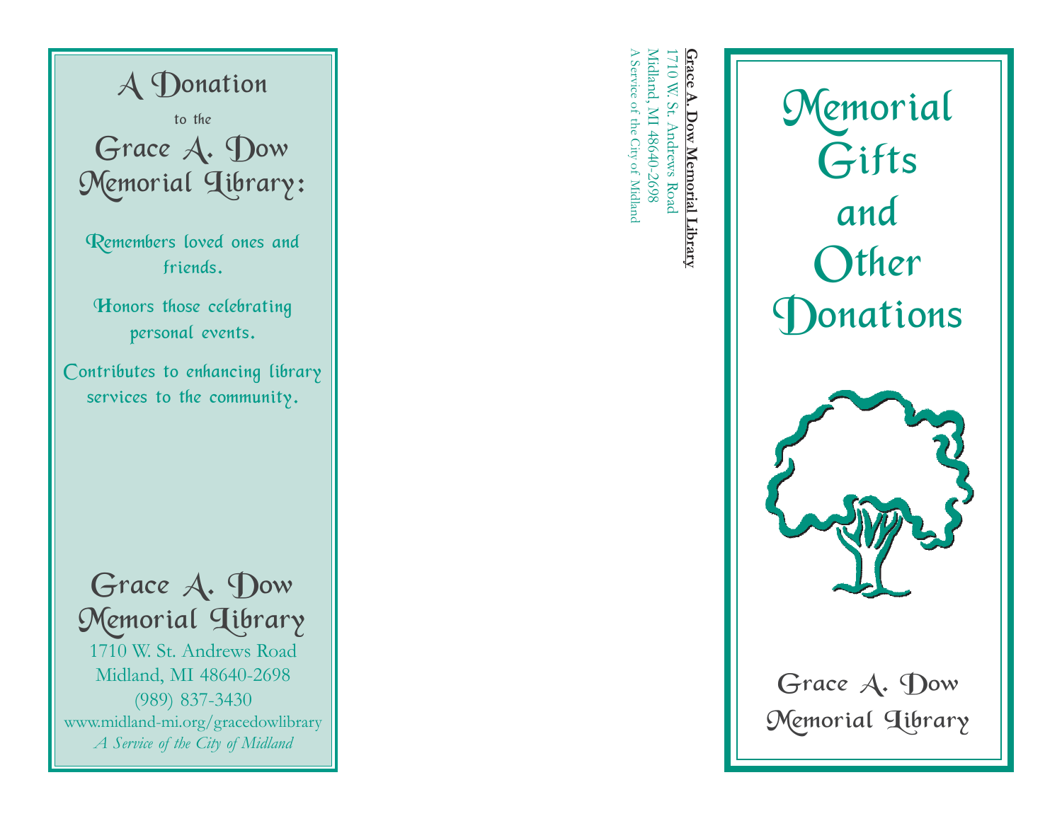# A Donation

to the

## Grace A. Dow Memorial Library:

Remembers loved ones and friends.

Honors those celebrating personal events.

Contributes to enhancing library services to the community.

## Grace A. Dow Memorial Library

1710 W. St. Andrews Road
Midland, MI 48640-2698
(989) 837-3430
www.midland-mi.org/gracedowlibrary
*A Service of the City of Midland*

**Grace A. Dow Memorial Library**
1710 W. St. Andrews Road
Midland, MI 48640-2698
A Service of the City of Midland

# Memorial Gifts and Other Donations

Grace A. Dow Memorial Library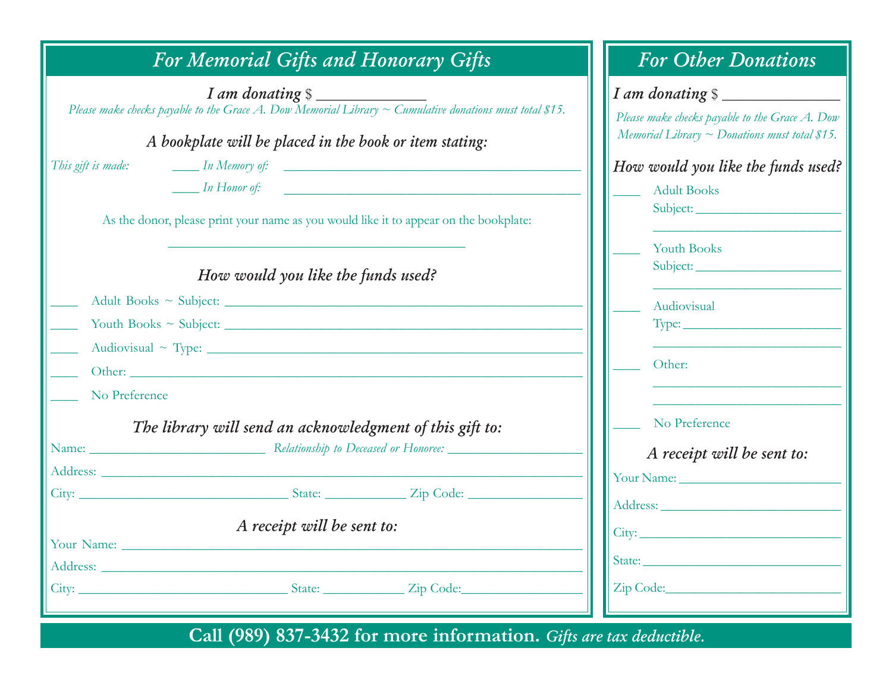## *For Memorial Gifts and Honorary Gifts*

***I am donating*** $ ______________

*Please make checks payable to the Grace A. Dow Memorial Library ~ Cumulative donations must total $15.*

### *A bookplate will be placed in the book or item stating:*

*This gift is made:* ____ *In Memory of:* ______________________________________________

____ *In Honor of:* ______________________________________________

As the donor, please print your name as you would like it to appear on the bookplate:

______________________________________________

### *How would you like the funds used?*

____ Adult Books ~ Subject: ______________________________________________

____ Youth Books ~ Subject: ______________________________________________

____ Audiovisual ~ Type: ______________________________________________

____ Other: ______________________________________________

____ No Preference

### *The library will send an acknowledgment of this gift to:*

Name: __________________________ *Relationship to Deceased or Honoree:* ____________________

Address: ______________________________________________

City: ________________________________ State: ____________ Zip Code: _________________

### *A receipt will be sent to:*

Your Name: ______________________________________________

Address: ______________________________________________

City: ________________________________ State: ____________ Zip Code: _________________

## *For Other Donations*

***I am donating*** $ ______________

*Please make checks payable to the Grace A. Dow Memorial Library ~ Donations must total $15.*

### *How would you like the funds used?*

____ Adult Books
Subject: ______________________
______________________________

____ Youth Books
Subject: ______________________
______________________________

____ Audiovisual
Type: ______________________
______________________________

____ Other:
______________________________
______________________________

____ No Preference

### *A receipt will be sent to:*

Your Name: ______________________

Address: ______________________

City: ______________________

State: ______________________

Zip Code: ______________________

**Call (989) 837-3432 for more information.** *Gifts are tax deductible.*